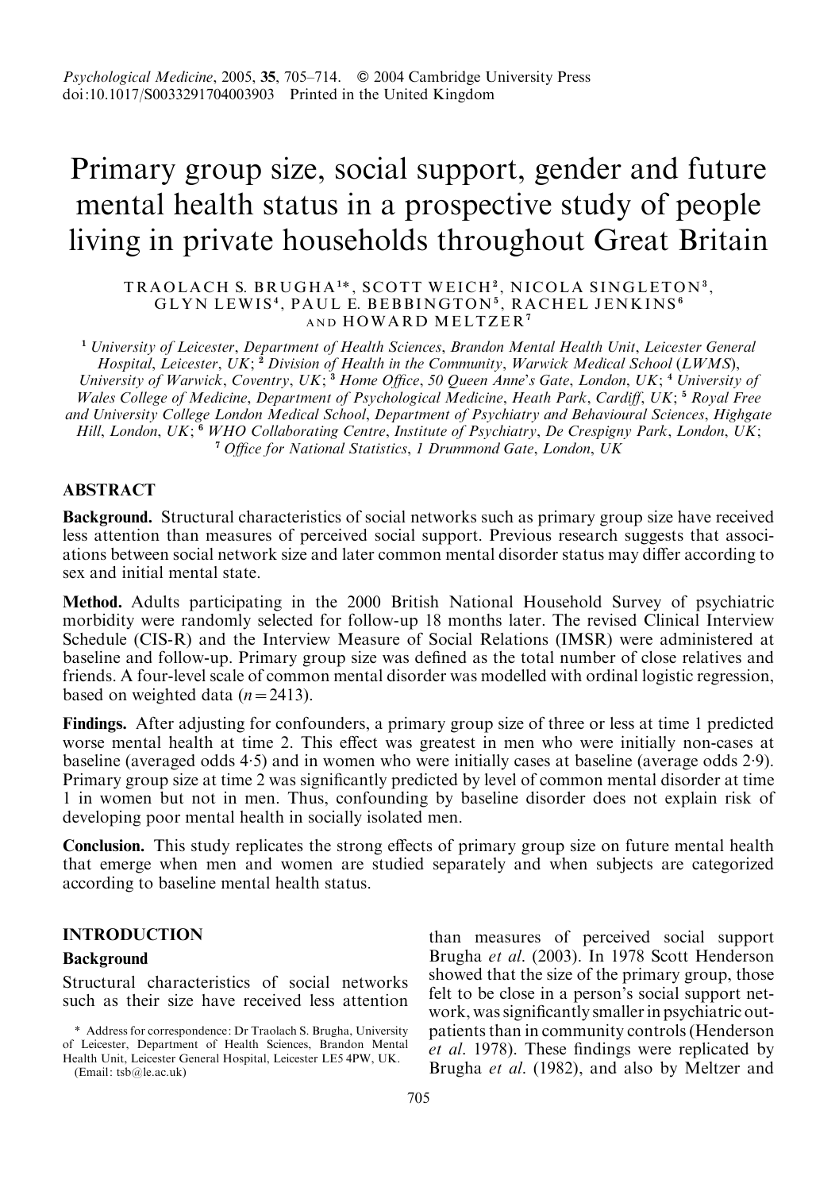Psychological Medicine, 2005, 35, 705–714. © 2004 Cambridge University Press
doi:10.1017/S0033291704003903 Printed in the United Kingdom

# Primary group size, social support, gender and future mental health status in a prospective study of people living in private households throughout Great Britain

TRAOLACH S. BRUGHA[1]*, SCOTT WEICH[2], NICOLA SINGLETON[3], GLYN LEWIS[4], PAUL E. BEBBINGTON[5], RACHEL JENKINS[6] AND HOWARD MELTZER[7]

[1] *University of Leicester, Department of Health Sciences, Brandon Mental Health Unit, Leicester General Hospital, Leicester, UK*; [2] *Division of Health in the Community, Warwick Medical School (LWMS), University of Warwick, Coventry, UK*; [3] *Home Office, 50 Queen Anne's Gate, London, UK*; [4] *University of Wales College of Medicine, Department of Psychological Medicine, Heath Park, Cardiff, UK*; [5] *Royal Free and University College London Medical School, Department of Psychiatry and Behavioural Sciences, Highgate Hill, London, UK*; [6] *WHO Collaborating Centre, Institute of Psychiatry, De Crespigny Park, London, UK*; [7] *Office for National Statistics, 1 Drummond Gate, London, UK*

## ABSTRACT

**Background.** Structural characteristics of social networks such as primary group size have received less attention than measures of perceived social support. Previous research suggests that associations between social network size and later common mental disorder status may differ according to sex and initial mental state.

**Method.** Adults participating in the 2000 British National Household Survey of psychiatric morbidity were randomly selected for follow-up 18 months later. The revised Clinical Interview Schedule (CIS-R) and the Interview Measure of Social Relations (IMSR) were administered at baseline and follow-up. Primary group size was defined as the total number of close relatives and friends. A four-level scale of common mental disorder was modelled with ordinal logistic regression, based on weighted data ($n = 2413$).

**Findings.** After adjusting for confounders, a primary group size of three or less at time 1 predicted worse mental health at time 2. This effect was greatest in men who were initially non-cases at baseline (averaged odds 4·5) and in women who were initially cases at baseline (average odds 2·9). Primary group size at time 2 was significantly predicted by level of common mental disorder at time 1 in women but not in men. Thus, confounding by baseline disorder does not explain risk of developing poor mental health in socially isolated men.

**Conclusion.** This study replicates the strong effects of primary group size on future mental health that emerge when men and women are studied separately and when subjects are categorized according to baseline mental health status.

## INTRODUCTION

### Background

Structural characteristics of social networks such as their size have received less attention than measures of perceived social support Brugha *et al.* (2003). In 1978 Scott Henderson showed that the size of the primary group, those felt to be close in a person's social support network, was significantly smaller in psychiatric outpatients than in community controls (Henderson *et al.* 1978). These findings were replicated by Brugha *et al.* (1982), and also by Meltzer and

\* Address for correspondence: Dr Traolach S. Brugha, University of Leicester, Department of Health Sciences, Brandon Mental Health Unit, Leicester General Hospital, Leicester LE5 4PW, UK. (Email: tsb@le.ac.uk)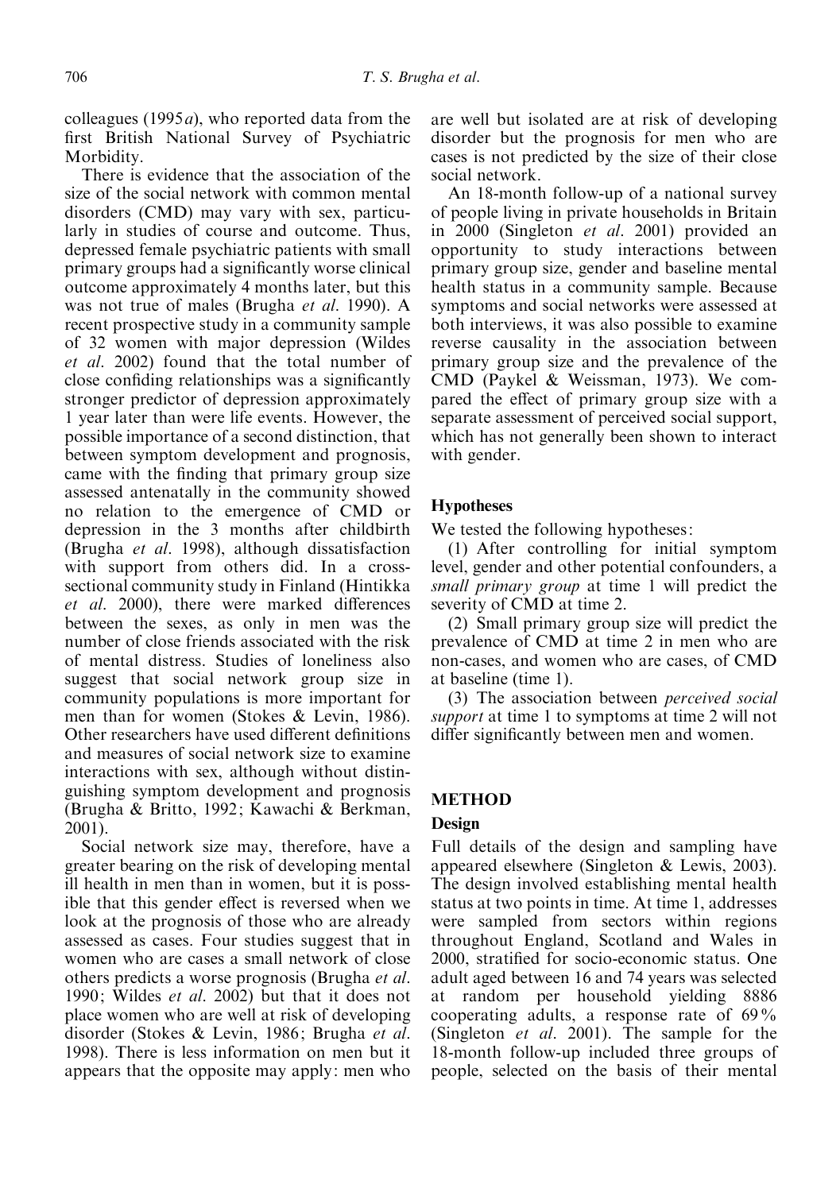colleagues (1995*a*), who reported data from the first British National Survey of Psychiatric Morbidity.

There is evidence that the association of the size of the social network with common mental disorders (CMD) may vary with sex, particularly in studies of course and outcome. Thus, depressed female psychiatric patients with small primary groups had a significantly worse clinical outcome approximately 4 months later, but this was not true of males (Brugha *et al*. 1990). A recent prospective study in a community sample of 32 women with major depression (Wildes *et al*. 2002) found that the total number of close confiding relationships was a significantly stronger predictor of depression approximately 1 year later than were life events. However, the possible importance of a second distinction, that between symptom development and prognosis, came with the finding that primary group size assessed antenatally in the community showed no relation to the emergence of CMD or depression in the 3 months after childbirth (Brugha *et al*. 1998), although dissatisfaction with support from others did. In a cross-sectional community study in Finland (Hintikka *et al*. 2000), there were marked differences between the sexes, as only in men was the number of close friends associated with the risk of mental distress. Studies of loneliness also suggest that social network group size in community populations is more important for men than for women (Stokes & Levin, 1986). Other researchers have used different definitions and measures of social network size to examine interactions with sex, although without distinguishing symptom development and prognosis (Brugha & Britto, 1992; Kawachi & Berkman, 2001).

Social network size may, therefore, have a greater bearing on the risk of developing mental ill health in men than in women, but it is possible that this gender effect is reversed when we look at the prognosis of those who are already assessed as cases. Four studies suggest that in women who are cases a small network of close others predicts a worse prognosis (Brugha *et al*. 1990; Wildes *et al*. 2002) but that it does not place women who are well at risk of developing disorder (Stokes & Levin, 1986; Brugha *et al*. 1998). There is less information on men but it appears that the opposite may apply: men who are well but isolated are at risk of developing disorder but the prognosis for men who are cases is not predicted by the size of their close social network.

An 18-month follow-up of a national survey of people living in private households in Britain in 2000 (Singleton *et al*. 2001) provided an opportunity to study interactions between primary group size, gender and baseline mental health status in a community sample. Because symptoms and social networks were assessed at both interviews, it was also possible to examine reverse causality in the association between primary group size and the prevalence of the CMD (Paykel & Weissman, 1973). We compared the effect of primary group size with a separate assessment of perceived social support, which has not generally been shown to interact with gender.

### Hypotheses

We tested the following hypotheses:

(1) After controlling for initial symptom level, gender and other potential confounders, a *small primary group* at time 1 will predict the severity of CMD at time 2.

(2) Small primary group size will predict the prevalence of CMD at time 2 in men who are non-cases, and women who are cases, of CMD at baseline (time 1).

(3) The association between *perceived social support* at time 1 to symptoms at time 2 will not differ significantly between men and women.

## METHOD

### Design

Full details of the design and sampling have appeared elsewhere (Singleton & Lewis, 2003). The design involved establishing mental health status at two points in time. At time 1, addresses were sampled from sectors within regions throughout England, Scotland and Wales in 2000, stratified for socio-economic status. One adult aged between 16 and 74 years was selected at random per household yielding 8886 cooperating adults, a response rate of 69% (Singleton *et al*. 2001). The sample for the 18-month follow-up included three groups of people, selected on the basis of their mental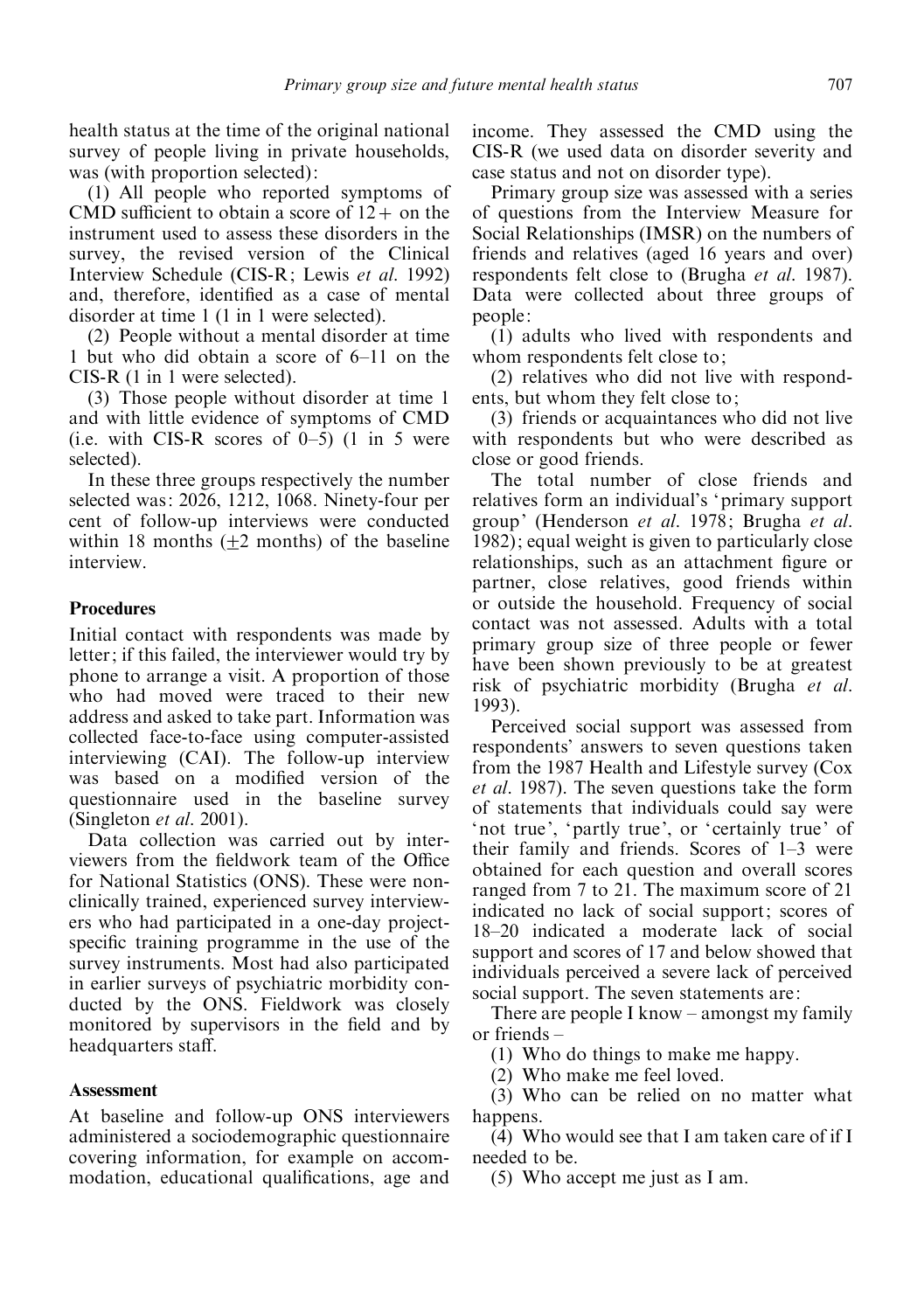health status at the time of the original national survey of people living in private households, was (with proportion selected):

(1) All people who reported symptoms of CMD sufficient to obtain a score of 12+ on the instrument used to assess these disorders in the survey, the revised version of the Clinical Interview Schedule (CIS-R; Lewis *et al.* 1992) and, therefore, identified as a case of mental disorder at time 1 (1 in 1 were selected).

(2) People without a mental disorder at time 1 but who did obtain a score of 6–11 on the CIS-R (1 in 1 were selected).

(3) Those people without disorder at time 1 and with little evidence of symptoms of CMD (i.e. with CIS-R scores of 0–5) (1 in 5 were selected).

In these three groups respectively the number selected was: 2026, 1212, 1068. Ninety-four per cent of follow-up interviews were conducted within 18 months (±2 months) of the baseline interview.

### Procedures

Initial contact with respondents was made by letter; if this failed, the interviewer would try by phone to arrange a visit. A proportion of those who had moved were traced to their new address and asked to take part. Information was collected face-to-face using computer-assisted interviewing (CAI). The follow-up interview was based on a modified version of the questionnaire used in the baseline survey (Singleton *et al.* 2001).

Data collection was carried out by interviewers from the fieldwork team of the Office for National Statistics (ONS). These were non-clinically trained, experienced survey interviewers who had participated in a one-day project-specific training programme in the use of the survey instruments. Most had also participated in earlier surveys of psychiatric morbidity conducted by the ONS. Fieldwork was closely monitored by supervisors in the field and by headquarters staff.

### Assessment

At baseline and follow-up ONS interviewers administered a sociodemographic questionnaire covering information, for example on accommodation, educational qualifications, age and income. They assessed the CMD using the CIS-R (we used data on disorder severity and case status and not on disorder type).

Primary group size was assessed with a series of questions from the Interview Measure for Social Relationships (IMSR) on the numbers of friends and relatives (aged 16 years and over) respondents felt close to (Brugha *et al.* 1987). Data were collected about three groups of people:

(1) adults who lived with respondents and whom respondents felt close to;

(2) relatives who did not live with respondents, but whom they felt close to;

(3) friends or acquaintances who did not live with respondents but who were described as close or good friends.

The total number of close friends and relatives form an individual's 'primary support group' (Henderson *et al.* 1978; Brugha *et al.* 1982); equal weight is given to particularly close relationships, such as an attachment figure or partner, close relatives, good friends within or outside the household. Frequency of social contact was not assessed. Adults with a total primary group size of three people or fewer have been shown previously to be at greatest risk of psychiatric morbidity (Brugha *et al.* 1993).

Perceived social support was assessed from respondents' answers to seven questions taken from the 1987 Health and Lifestyle survey (Cox *et al.* 1987). The seven questions take the form of statements that individuals could say were 'not true', 'partly true', or 'certainly true' of their family and friends. Scores of 1–3 were obtained for each question and overall scores ranged from 7 to 21. The maximum score of 21 indicated no lack of social support; scores of 18–20 indicated a moderate lack of social support and scores of 17 and below showed that individuals perceived a severe lack of perceived social support. The seven statements are:

There are people I know – amongst my family or friends –

(1) Who do things to make me happy.

(2) Who make me feel loved.

(3) Who can be relied on no matter what happens.

(4) Who would see that I am taken care of if I needed to be.

(5) Who accept me just as I am.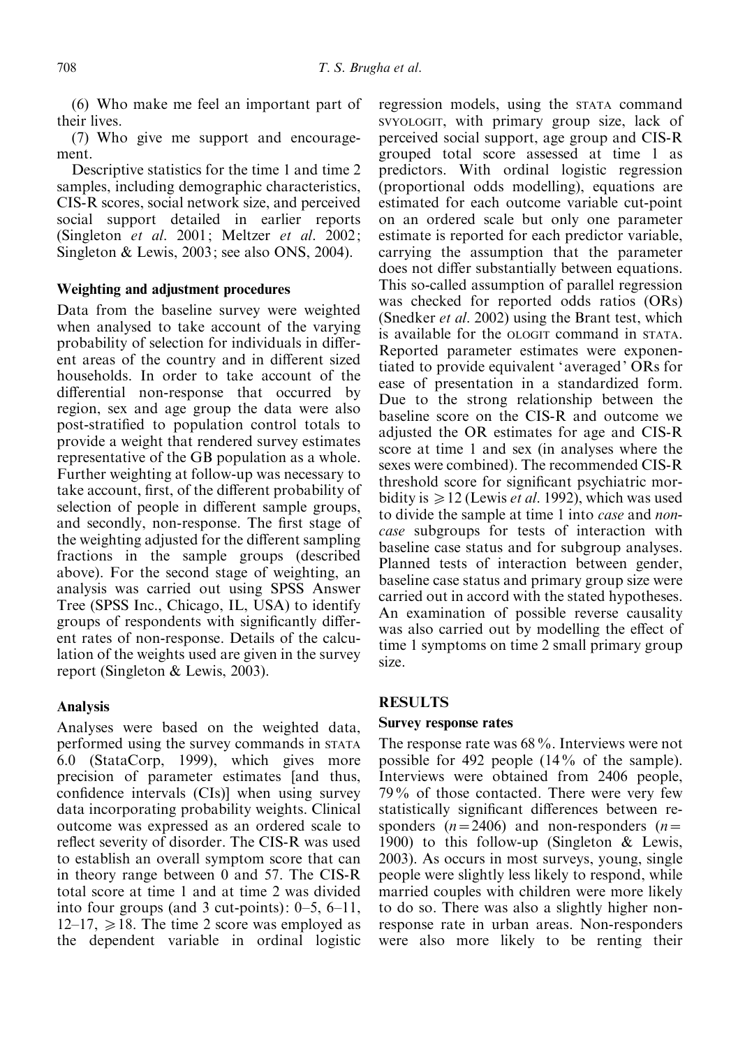(6) Who make me feel an important part of their lives.

(7) Who give me support and encouragement.

Descriptive statistics for the time 1 and time 2 samples, including demographic characteristics, CIS-R scores, social network size, and perceived social support detailed in earlier reports (Singleton *et al*. 2001; Meltzer *et al*. 2002; Singleton & Lewis, 2003; see also ONS, 2004).

### Weighting and adjustment procedures

Data from the baseline survey were weighted when analysed to take account of the varying probability of selection for individuals in different areas of the country and in different sized households. In order to take account of the differential non-response that occurred by region, sex and age group the data were also post-stratified to population control totals to provide a weight that rendered survey estimates representative of the GB population as a whole. Further weighting at follow-up was necessary to take account, first, of the different probability of selection of people in different sample groups, and secondly, non-response. The first stage of the weighting adjusted for the different sampling fractions in the sample groups (described above). For the second stage of weighting, an analysis was carried out using SPSS Answer Tree (SPSS Inc., Chicago, IL, USA) to identify groups of respondents with significantly different rates of non-response. Details of the calculation of the weights used are given in the survey report (Singleton & Lewis, 2003).

### Analysis

Analyses were based on the weighted data, performed using the survey commands in STATA 6.0 (StataCorp, 1999), which gives more precision of parameter estimates [and thus, confidence intervals (CIs)] when using survey data incorporating probability weights. Clinical outcome was expressed as an ordered scale to reflect severity of disorder. The CIS-R was used to establish an overall symptom score that can in theory range between 0 and 57. The CIS-R total score at time 1 and at time 2 was divided into four groups (and 3 cut-points): 0–5, 6–11, 12–17, $\geqslant 18$. The time 2 score was employed as the dependent variable in ordinal logistic regression models, using the STATA command SVYOLOGIT, with primary group size, lack of perceived social support, age group and CIS-R grouped total score assessed at time 1 as predictors. With ordinal logistic regression (proportional odds modelling), equations are estimated for each outcome variable cut-point on an ordered scale but only one parameter estimate is reported for each predictor variable, carrying the assumption that the parameter does not differ substantially between equations. This so-called assumption of parallel regression was checked for reported odds ratios (ORs) (Snedker *et al*. 2002) using the Brant test, which is available for the OLOGIT command in STATA. Reported parameter estimates were exponentiated to provide equivalent 'averaged' ORs for ease of presentation in a standardized form. Due to the strong relationship between the baseline score on the CIS-R and outcome we adjusted the OR estimates for age and CIS-R score at time 1 and sex (in analyses where the sexes were combined). The recommended CIS-R threshold score for significant psychiatric morbidity is $\geqslant 12$ (Lewis *et al*. 1992), which was used to divide the sample at time 1 into *case* and *non-case* subgroups for tests of interaction with baseline case status and for subgroup analyses. Planned tests of interaction between gender, baseline case status and primary group size were carried out in accord with the stated hypotheses. An examination of possible reverse causality was also carried out by modelling the effect of time 1 symptoms on time 2 small primary group size.

## RESULTS

### Survey response rates

The response rate was 68%. Interviews were not possible for 492 people (14% of the sample). Interviews were obtained from 2406 people, 79% of those contacted. There were very few statistically significant differences between responders ($n = 2406$) and non-responders ($n = 1900$) to this follow-up (Singleton & Lewis, 2003). As occurs in most surveys, young, single people were slightly less likely to respond, while married couples with children were more likely to do so. There was also a slightly higher non-response rate in urban areas. Non-responders were also more likely to be renting their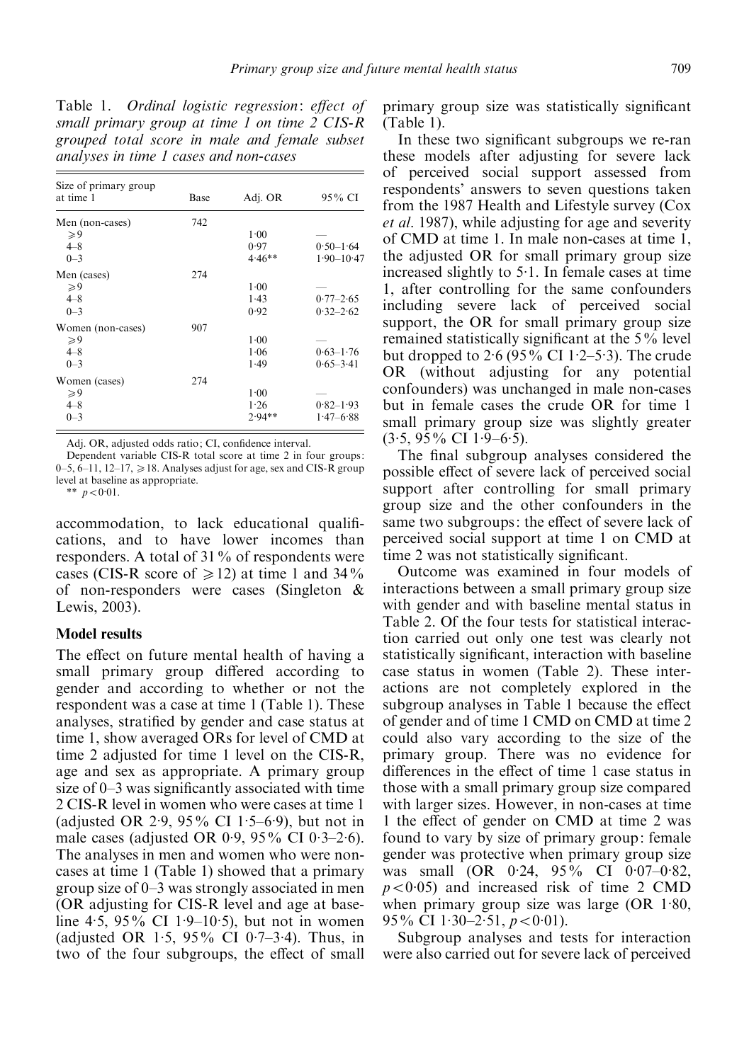Table 1. *Ordinal logistic regression: effect of small primary group at time 1 on time 2 CIS-R grouped total score in male and female subset analyses in time 1 cases and non-cases*

| Size of primary group at time 1 | Base | Adj. OR | 95% CI |
|---|---|---|---|
| Men (non-cases) | 742 | | |
| ⩾9 | | 1·00 | — |
| 4–8 | | 0·97 | 0·50–1·64 |
| 0–3 | | 4·46** | 1·90–10·47 |
| Men (cases) | 274 | | |
| ⩾9 | | 1·00 | — |
| 4–8 | | 1·43 | 0·77–2·65 |
| 0–3 | | 0·92 | 0·32–2·62 |
| Women (non-cases) | 907 | | |
| ⩾9 | | 1·00 | — |
| 4–8 | | 1·06 | 0·63–1·76 |
| 0–3 | | 1·49 | 0·65–3·41 |
| Women (cases) | 274 | | |
| ⩾9 | | 1·00 | — |
| 4–8 | | 1·26 | 0·82–1·93 |
| 0–3 | | 2·94** | 1·47–6·88 |

Adj. OR, adjusted odds ratio; CI, confidence interval.

Dependent variable CIS-R total score at time 2 in four groups: 0–5, 6–11, 12–17, ⩾18. Analyses adjust for age, sex and CIS-R group level at baseline as appropriate.

** $p < 0·01$.

accommodation, to lack educational qualifications, and to have lower incomes than responders. A total of 31% of respondents were cases (CIS-R score of ⩾12) at time 1 and 34% of non-responders were cases (Singleton & Lewis, 2003).

### Model results

The effect on future mental health of having a small primary group differed according to gender and according to whether or not the respondent was a case at time 1 (Table 1). These analyses, stratified by gender and case status at time 1, show averaged ORs for level of CMD at time 2 adjusted for time 1 level on the CIS-R, age and sex as appropriate. A primary group size of 0–3 was significantly associated with time 2 CIS-R level in women who were cases at time 1 (adjusted OR 2·9, 95% CI 1·5–6·9), but not in male cases (adjusted OR 0·9, 95% CI 0·3–2·6). The analyses in men and women who were non-cases at time 1 (Table 1) showed that a primary group size of 0–3 was strongly associated in men (OR adjusting for CIS-R level and age at baseline 4·5, 95% CI 1·9–10·5), but not in women (adjusted OR 1·5, 95% CI 0·7–3·4). Thus, in two of the four subgroups, the effect of small primary group size was statistically significant (Table 1).

In these two significant subgroups we re-ran these models after adjusting for severe lack of perceived social support assessed from respondents' answers to seven questions taken from the 1987 Health and Lifestyle survey (Cox *et al*. 1987), while adjusting for age and severity of CMD at time 1. In male non-cases at time 1, the adjusted OR for small primary group size increased slightly to 5·1. In female cases at time 1, after controlling for the same confounders including severe lack of perceived social support, the OR for small primary group size remained statistically significant at the 5% level but dropped to 2·6 (95% CI 1·2–5·3). The crude OR (without adjusting for any potential confounders) was unchanged in male non-cases but in female cases the crude OR for time 1 small primary group size was slightly greater (3·5, 95% CI 1·9–6·5).

The final subgroup analyses considered the possible effect of severe lack of perceived social support after controlling for small primary group size and the other confounders in the same two subgroups: the effect of severe lack of perceived social support at time 1 on CMD at time 2 was not statistically significant.

Outcome was examined in four models of interactions between a small primary group size with gender and with baseline mental status in Table 2. Of the four tests for statistical interaction carried out only one test was clearly not statistically significant, interaction with baseline case status in women (Table 2). These interactions are not completely explored in the subgroup analyses in Table 1 because the effect of gender and of time 1 CMD on CMD at time 2 could also vary according to the size of the primary group. There was no evidence for differences in the effect of time 1 case status in those with a small primary group size compared with larger sizes. However, in non-cases at time 1 the effect of gender on CMD at time 2 was found to vary by size of primary group: female gender was protective when primary group size was small (OR 0·24, 95% CI 0·07–0·82, $p < 0·05$) and increased risk of time 2 CMD when primary group size was large (OR 1·80, 95% CI 1·30–2·51, $p < 0·01$).

Subgroup analyses and tests for interaction were also carried out for severe lack of perceived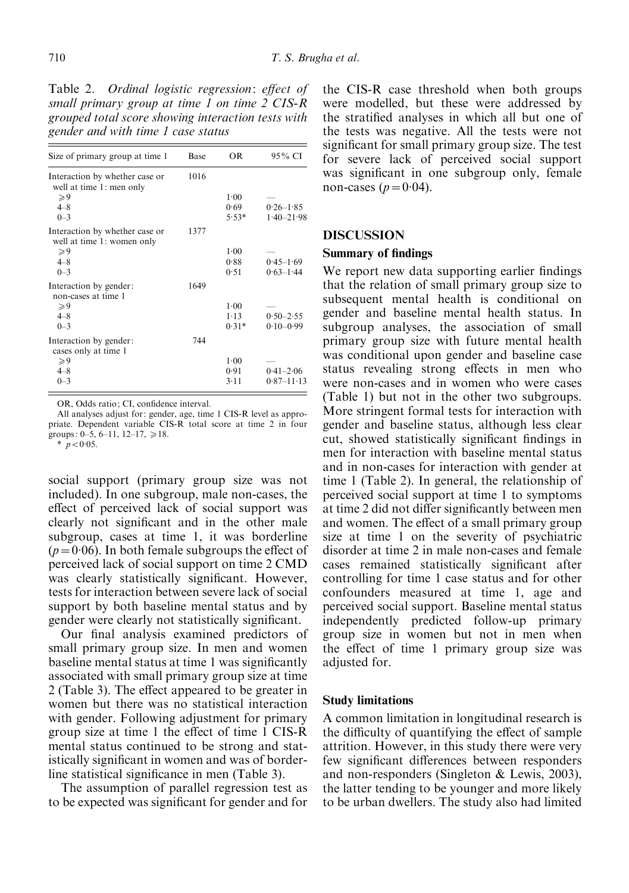Table 2. *Ordinal logistic regression: effect of small primary group at time 1 on time 2 CIS-R grouped total score showing interaction tests with gender and with time 1 case status*

| Size of primary group at time 1 | Base | OR | 95% CI |
|---|---|---|---|
| Interaction by whether case or well at time 1: men only | 1016 | | |
| ⩾9 | | 1·00 | — |
| 4–8 | | 0·69 | 0·26–1·85 |
| 0–3 | | 5·53* | 1·40–21·98 |
| Interaction by whether case or well at time 1: women only | 1377 | | |
| ⩾9 | | 1·00 | — |
| 4–8 | | 0·88 | 0·45–1·69 |
| 0–3 | | 0·51 | 0·63–1·44 |
| Interaction by gender: non-cases at time 1 | 1649 | | |
| ⩾9 | | 1·00 | — |
| 4–8 | | 1·13 | 0·50–2·55 |
| 0–3 | | 0·31* | 0·10–0·99 |
| Interaction by gender: cases only at time 1 | 744 | | |
| ⩾9 | | 1·00 | — |
| 4–8 | | 0·91 | 0·41–2·06 |
| 0–3 | | 3·11 | 0·87–11·13 |

OR, Odds ratio; CI, confidence interval.

All analyses adjust for: gender, age, time 1 CIS-R level as appropriate. Dependent variable CIS-R total score at time 2 in four groups: 0–5, 6–11, 12–17, ⩾18.

* $p<0·05$.

social support (primary group size was not included). In one subgroup, male non-cases, the effect of perceived lack of social support was clearly not significant and in the other male subgroup, cases at time 1, it was borderline ($p=0·06$). In both female subgroups the effect of perceived lack of social support on time 2 CMD was clearly statistically significant. However, tests for interaction between severe lack of social support by both baseline mental status and by gender were clearly not statistically significant.

Our final analysis examined predictors of small primary group size. In men and women baseline mental status at time 1 was significantly associated with small primary group size at time 2 (Table 3). The effect appeared to be greater in women but there was no statistical interaction with gender. Following adjustment for primary group size at time 1 the effect of time 1 CIS-R mental status continued to be strong and statistically significant in women and was of borderline statistical significance in men (Table 3).

The assumption of parallel regression test as to be expected was significant for gender and for the CIS-R case threshold when both groups were modelled, but these were addressed by the stratified analyses in which all but one of the tests was negative. All the tests were not significant for small primary group size. The test for severe lack of perceived social support was significant in one subgroup only, female non-cases ($p=0·04$).

## DISCUSSION

### Summary of findings

We report new data supporting earlier findings that the relation of small primary group size to subsequent mental health is conditional on gender and baseline mental health status. In subgroup analyses, the association of small primary group size with future mental health was conditional upon gender and baseline case status revealing strong effects in men who were non-cases and in women who were cases (Table 1) but not in the other two subgroups. More stringent formal tests for interaction with gender and baseline status, although less clear cut, showed statistically significant findings in men for interaction with baseline mental status and in non-cases for interaction with gender at time 1 (Table 2). In general, the relationship of perceived social support at time 1 to symptoms at time 2 did not differ significantly between men and women. The effect of a small primary group size at time 1 on the severity of psychiatric disorder at time 2 in male non-cases and female cases remained statistically significant after controlling for time 1 case status and for other confounders measured at time 1, age and perceived social support. Baseline mental status independently predicted follow-up primary group size in women but not in men when the effect of time 1 primary group size was adjusted for.

### Study limitations

A common limitation in longitudinal research is the difficulty of quantifying the effect of sample attrition. However, in this study there were very few significant differences between responders and non-responders (Singleton & Lewis, 2003), the latter tending to be younger and more likely to be urban dwellers. The study also had limited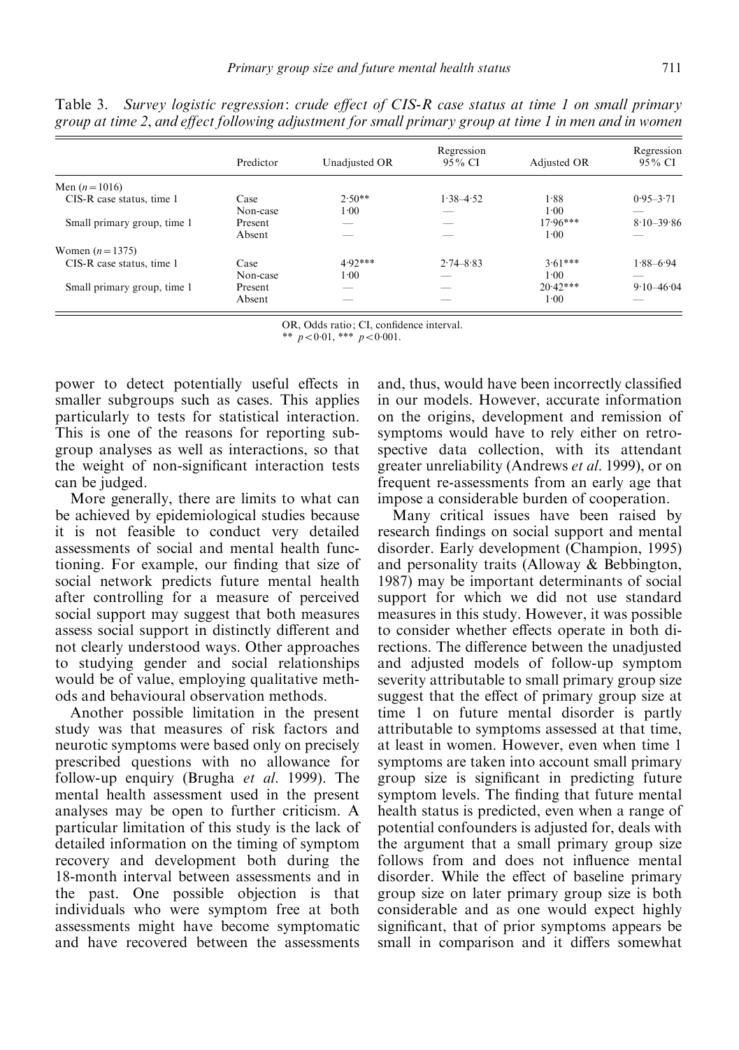Table 3. *Survey logistic regression: crude effect of CIS-R case status at time 1 on small primary group at time 2, and effect following adjustment for small primary group at time 1 in men and in women*

| | Predictor | Unadjusted OR | Regression 95% CI | Adjusted OR | Regression 95% CI |
|---|---|---|---|---|---|
| Men ($n = 1016$) | | | | | |
| CIS-R case status, time 1 | Case | 2·50** | 1·38–4·52 | 1·88 | 0·95–3·71 |
| | Non-case | 1·00 | — | 1·00 | — |
| Small primary group, time 1 | Present | — | — | 17·96*** | 8·10–39·86 |
| | Absent | — | — | 1·00 | — |
| Women ($n = 1375$) | | | | | |
| CIS-R case status, time 1 | Case | 4·92*** | 2·74–8·83 | 3·61*** | 1·88–6·94 |
| | Non-case | 1·00 | — | 1·00 | — |
| Small primary group, time 1 | Present | — | — | 20·42*** | 9·10–46·04 |
| | Absent | — | — | 1·00 | — |

OR, Odds ratio; CI, confidence interval.
** $p < 0·01$, *** $p < 0·001$.

power to detect potentially useful effects in smaller subgroups such as cases. This applies particularly to tests for statistical interaction. This is one of the reasons for reporting subgroup analyses as well as interactions, so that the weight of non-significant interaction tests can be judged.

More generally, there are limits to what can be achieved by epidemiological studies because it is not feasible to conduct very detailed assessments of social and mental health functioning. For example, our finding that size of social network predicts future mental health after controlling for a measure of perceived social support may suggest that both measures assess social support in distinctly different and not clearly understood ways. Other approaches to studying gender and social relationships would be of value, employing qualitative methods and behavioural observation methods.

Another possible limitation in the present study was that measures of risk factors and neurotic symptoms were based only on precisely prescribed questions with no allowance for follow-up enquiry (Brugha *et al.* 1999). The mental health assessment used in the present analyses may be open to further criticism. A particular limitation of this study is the lack of detailed information on the timing of symptom recovery and development both during the 18-month interval between assessments and in the past. One possible objection is that individuals who were symptom free at both assessments might have become symptomatic and have recovered between the assessments and, thus, would have been incorrectly classified in our models. However, accurate information on the origins, development and remission of symptoms would have to rely either on retrospective data collection, with its attendant greater unreliability (Andrews *et al.* 1999), or on frequent re-assessments from an early age that impose a considerable burden of cooperation.

Many critical issues have been raised by research findings on social support and mental disorder. Early development (Champion, 1995) and personality traits (Alloway & Bebbington, 1987) may be important determinants of social support for which we did not use standard measures in this study. However, it was possible to consider whether effects operate in both directions. The difference between the unadjusted and adjusted models of follow-up symptom severity attributable to small primary group size suggest that the effect of primary group size at time 1 on future mental disorder is partly attributable to symptoms assessed at that time, at least in women. However, even when time 1 symptoms are taken into account small primary group size is significant in predicting future symptom levels. The finding that future mental health status is predicted, even when a range of potential confounders is adjusted for, deals with the argument that a small primary group size follows from and does not influence mental disorder. While the effect of baseline primary group size on later primary group size is both considerable and as one would expect highly significant, that of prior symptoms appears be small in comparison and it differs somewhat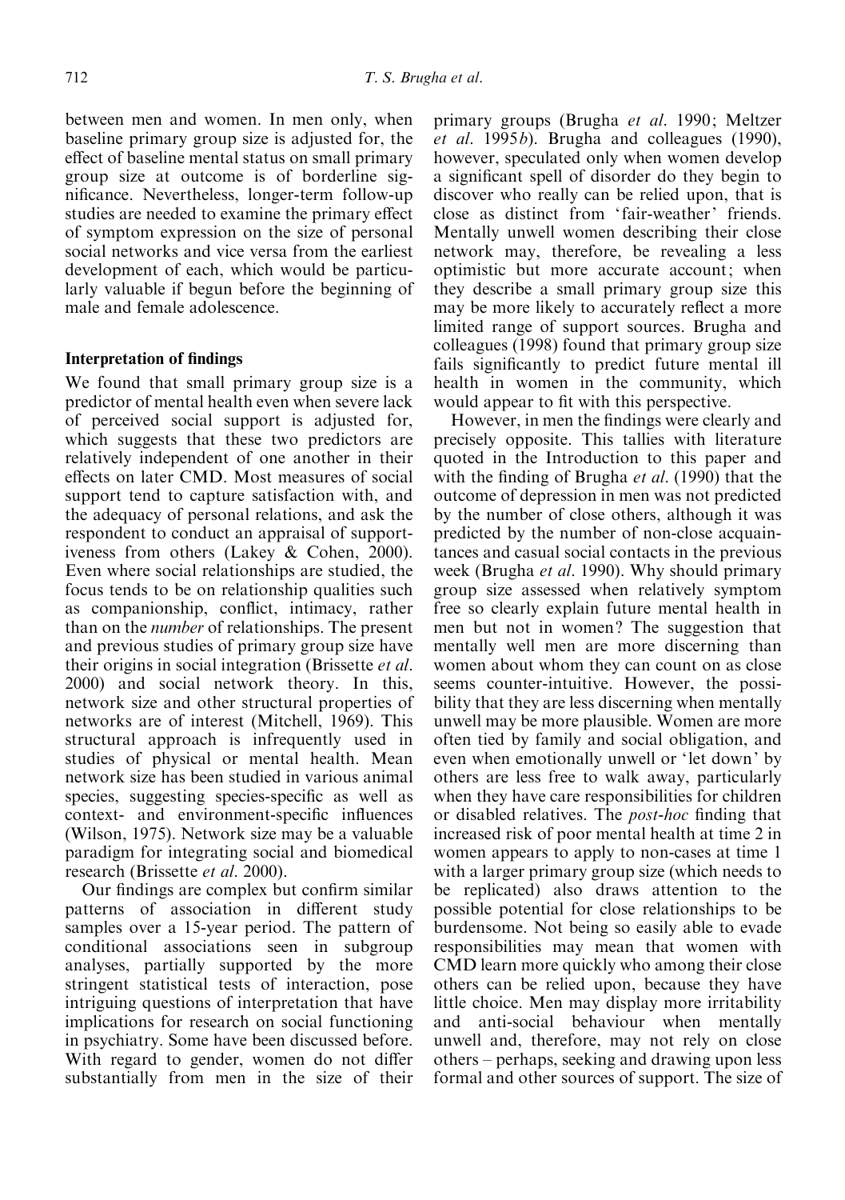between men and women. In men only, when baseline primary group size is adjusted for, the effect of baseline mental status on small primary group size at outcome is of borderline significance. Nevertheless, longer-term follow-up studies are needed to examine the primary effect of symptom expression on the size of personal social networks and vice versa from the earliest development of each, which would be particularly valuable if begun before the beginning of male and female adolescence.

### Interpretation of findings

We found that small primary group size is a predictor of mental health even when severe lack of perceived social support is adjusted for, which suggests that these two predictors are relatively independent of one another in their effects on later CMD. Most measures of social support tend to capture satisfaction with, and the adequacy of personal relations, and ask the respondent to conduct an appraisal of supportiveness from others (Lakey & Cohen, 2000). Even where social relationships are studied, the focus tends to be on relationship qualities such as companionship, conflict, intimacy, rather than on the *number* of relationships. The present and previous studies of primary group size have their origins in social integration (Brissette *et al.* 2000) and social network theory. In this, network size and other structural properties of networks are of interest (Mitchell, 1969). This structural approach is infrequently used in studies of physical or mental health. Mean network size has been studied in various animal species, suggesting species-specific as well as context- and environment-specific influences (Wilson, 1975). Network size may be a valuable paradigm for integrating social and biomedical research (Brissette *et al.* 2000).

Our findings are complex but confirm similar patterns of association in different study samples over a 15-year period. The pattern of conditional associations seen in subgroup analyses, partially supported by the more stringent statistical tests of interaction, pose intriguing questions of interpretation that have implications for research on social functioning in psychiatry. Some have been discussed before. With regard to gender, women do not differ substantially from men in the size of their primary groups (Brugha *et al.* 1990; Meltzer *et al.* 1995*b*). Brugha and colleagues (1990), however, speculated only when women develop a significant spell of disorder do they begin to discover who really can be relied upon, that is close as distinct from 'fair-weather' friends. Mentally unwell women describing their close network may, therefore, be revealing a less optimistic but more accurate account; when they describe a small primary group size this may be more likely to accurately reflect a more limited range of support sources. Brugha and colleagues (1998) found that primary group size fails significantly to predict future mental ill health in women in the community, which would appear to fit with this perspective.

However, in men the findings were clearly and precisely opposite. This tallies with literature quoted in the Introduction to this paper and with the finding of Brugha *et al.* (1990) that the outcome of depression in men was not predicted by the number of close others, although it was predicted by the number of non-close acquaintances and casual social contacts in the previous week (Brugha *et al.* 1990). Why should primary group size assessed when relatively symptom free so clearly explain future mental health in men but not in women? The suggestion that mentally well men are more discerning than women about whom they can count on as close seems counter-intuitive. However, the possibility that they are less discerning when mentally unwell may be more plausible. Women are more often tied by family and social obligation, and even when emotionally unwell or 'let down' by others are less free to walk away, particularly when they have care responsibilities for children or disabled relatives. The *post-hoc* finding that increased risk of poor mental health at time 2 in women appears to apply to non-cases at time 1 with a larger primary group size (which needs to be replicated) also draws attention to the possible potential for close relationships to be burdensome. Not being so easily able to evade responsibilities may mean that women with CMD learn more quickly who among their close others can be relied upon, because they have little choice. Men may display more irritability and anti-social behaviour when mentally unwell and, therefore, may not rely on close others – perhaps, seeking and drawing upon less formal and other sources of support. The size of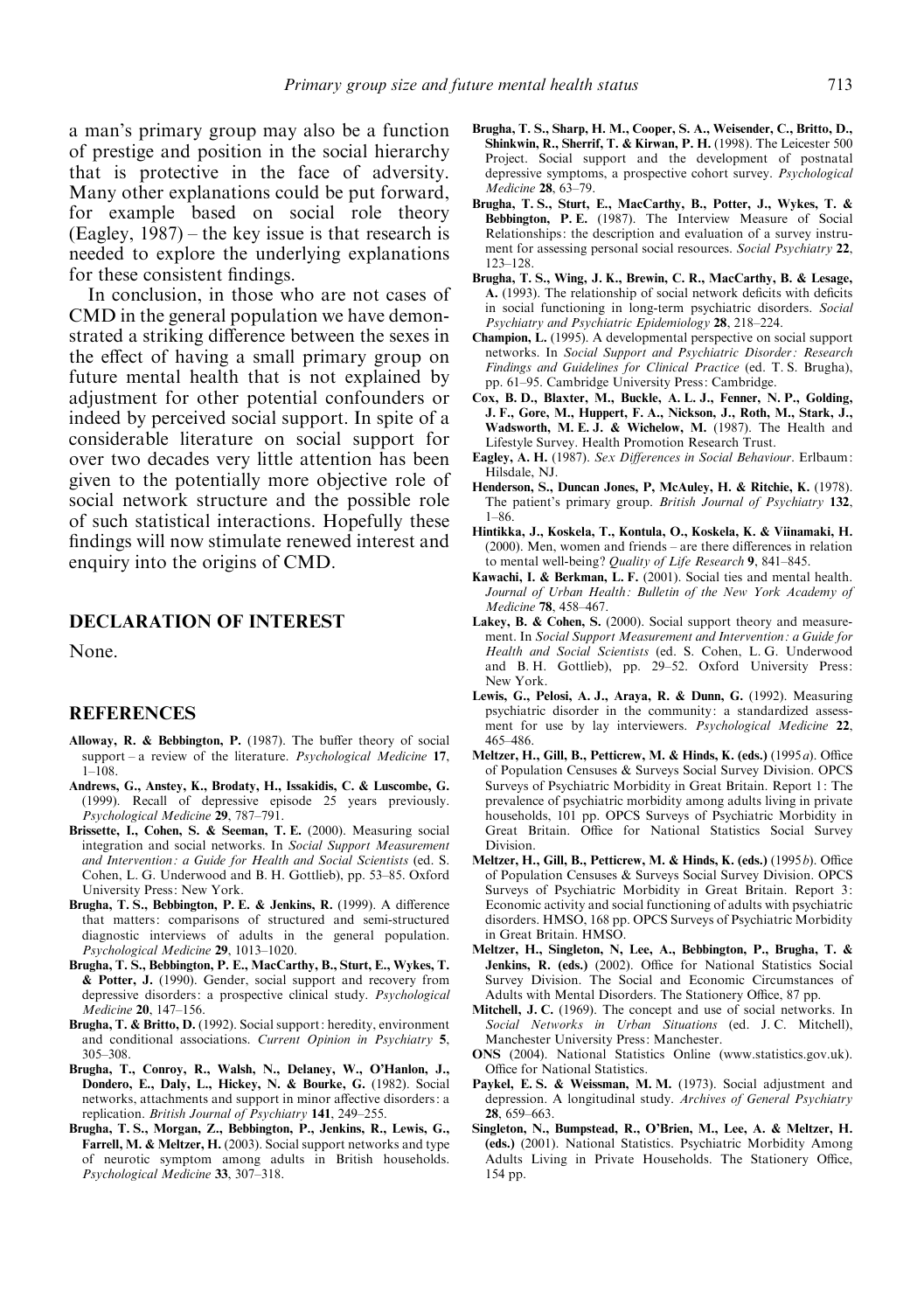a man's primary group may also be a function of prestige and position in the social hierarchy that is protective in the face of adversity. Many other explanations could be put forward, for example based on social role theory (Eagley, 1987) – the key issue is that research is needed to explore the underlying explanations for these consistent findings.

In conclusion, in those who are not cases of CMD in the general population we have demonstrated a striking difference between the sexes in the effect of having a small primary group on future mental health that is not explained by adjustment for other potential confounders or indeed by perceived social support. In spite of a considerable literature on social support for over two decades very little attention has been given to the potentially more objective role of social network structure and the possible role of such statistical interactions. Hopefully these findings will now stimulate renewed interest and enquiry into the origins of CMD.

## DECLARATION OF INTEREST

None.

## REFERENCES

**Alloway, R. & Bebbington, P.** (1987). The buffer theory of social support – a review of the literature. *Psychological Medicine* **17**, 1–108.

**Andrews, G., Anstey, K., Brodaty, H., Issakidis, C. & Luscombe, G.** (1999). Recall of depressive episode 25 years previously. *Psychological Medicine* **29**, 787–791.

**Brissette, I., Cohen, S. & Seeman, T. E.** (2000). Measuring social integration and social networks. In *Social Support Measurement and Intervention: a Guide for Health and Social Scientists* (ed. S. Cohen, L. G. Underwood and B. H. Gottlieb), pp. 53–85. Oxford University Press: New York.

**Brugha, T. S., Bebbington, P. E. & Jenkins, R.** (1999). A difference that matters: comparisons of structured and semi-structured diagnostic interviews of adults in the general population. *Psychological Medicine* **29**, 1013–1020.

**Brugha, T. S., Bebbington, P. E., MacCarthy, B., Sturt, E., Wykes, T. & Potter, J.** (1990). Gender, social support and recovery from depressive disorders: a prospective clinical study. *Psychological Medicine* **20**, 147–156.

**Brugha, T. & Britto, D.** (1992). Social support: heredity, environment and conditional associations. *Current Opinion in Psychiatry* **5**, 305–308.

**Brugha, T., Conroy, R., Walsh, N., Delaney, W., O'Hanlon, J., Dondero, E., Daly, L., Hickey, N. & Bourke, G.** (1982). Social networks, attachments and support in minor affective disorders: a replication. *British Journal of Psychiatry* **141**, 249–255.

**Brugha, T. S., Morgan, Z., Bebbington, P., Jenkins, R., Lewis, G., Farrell, M. & Meltzer, H.** (2003). Social support networks and type of neurotic symptom among adults in British households. *Psychological Medicine* **33**, 307–318.

**Brugha, T. S., Sharp, H. M., Cooper, S. A., Weisender, C., Britto, D., Shinkwin, R., Sherrif, T. & Kirwan, P. H.** (1998). The Leicester 500 Project. Social support and the development of postnatal depressive symptoms, a prospective cohort survey. *Psychological Medicine* **28**, 63–79.

**Brugha, T. S., Sturt, E., MacCarthy, B., Potter, J., Wykes, T. & Bebbington, P. E.** (1987). The Interview Measure of Social Relationships: the description and evaluation of a survey instrument for assessing personal social resources. *Social Psychiatry* **22**, 123–128.

**Brugha, T. S., Wing, J. K., Brewin, C. R., MacCarthy, B. & Lesage, A.** (1993). The relationship of social network deficits with deficits in social functioning in long-term psychiatric disorders. *Social Psychiatry and Psychiatric Epidemiology* **28**, 218–224.

**Champion, L.** (1995). A developmental perspective on social support networks. In *Social Support and Psychiatric Disorder: Research Findings and Guidelines for Clinical Practice* (ed. T. S. Brugha), pp. 61–95. Cambridge University Press: Cambridge.

**Cox, B. D., Blaxter, M., Buckle, A. L. J., Fenner, N. P., Golding, J. F., Gore, M., Huppert, F. A., Nickson, J., Roth, M., Stark, J., Wadsworth, M. E. J. & Wichelow, M.** (1987). The Health and Lifestyle Survey. Health Promotion Research Trust.

**Eagley, A. H.** (1987). *Sex Differences in Social Behaviour*. Erlbaum: Hilsdale, NJ.

**Henderson, S., Duncan Jones, P, McAuley, H. & Ritchie, K.** (1978). The patient's primary group. *British Journal of Psychiatry* **132**, 1–86.

**Hintikka, J., Koskela, T., Kontula, O., Koskela, K. & Viinamaki, H.** (2000). Men, women and friends – are there differences in relation to mental well-being? *Quality of Life Research* **9**, 841–845.

**Kawachi, I. & Berkman, L. F.** (2001). Social ties and mental health. *Journal of Urban Health: Bulletin of the New York Academy of Medicine* **78**, 458–467.

**Lakey, B. & Cohen, S.** (2000). Social support theory and measurement. In *Social Support Measurement and Intervention: a Guide for Health and Social Scientists* (ed. S. Cohen, L. G. Underwood and B. H. Gottlieb), pp. 29–52. Oxford University Press: New York.

**Lewis, G., Pelosi, A. J., Araya, R. & Dunn, G.** (1992). Measuring psychiatric disorder in the community: a standardized assessment for use by lay interviewers. *Psychological Medicine* **22**, 465–486.

**Meltzer, H., Gill, B., Petticrew, M. & Hinds, K. (eds.)** (1995*a*). Office of Population Censuses & Surveys Social Survey Division. OPCS Surveys of Psychiatric Morbidity in Great Britain. Report 1: The prevalence of psychiatric morbidity among adults living in private households, 101 pp. OPCS Surveys of Psychiatric Morbidity in Great Britain. Office for National Statistics Social Survey Division.

**Meltzer, H., Gill, B., Petticrew, M. & Hinds, K. (eds.)** (1995*b*). Office of Population Censuses & Surveys Social Survey Division. OPCS Surveys of Psychiatric Morbidity in Great Britain. Report 3: Economic activity and social functioning of adults with psychiatric disorders. HMSO, 168 pp. OPCS Surveys of Psychiatric Morbidity in Great Britain. HMSO.

**Meltzer, H., Singleton, N, Lee, A., Bebbington, P., Brugha, T. & Jenkins, R. (eds.)** (2002). Office for National Statistics Social Survey Division. The Social and Economic Circumstances of Adults with Mental Disorders. The Stationery Office, 87 pp.

**Mitchell, J. C.** (1969). The concept and use of social networks. In *Social Networks in Urban Situations* (ed. J. C. Mitchell), Manchester University Press: Manchester.

**ONS** (2004). National Statistics Online (www.statistics.gov.uk). Office for National Statistics.

**Paykel, E. S. & Weissman, M. M.** (1973). Social adjustment and depression. A longitudinal study. *Archives of General Psychiatry* **28**, 659–663.

**Singleton, N., Bumpstead, R., O'Brien, M., Lee, A. & Meltzer, H. (eds.)** (2001). National Statistics. Psychiatric Morbidity Among Adults Living in Private Households. The Stationery Office, 154 pp.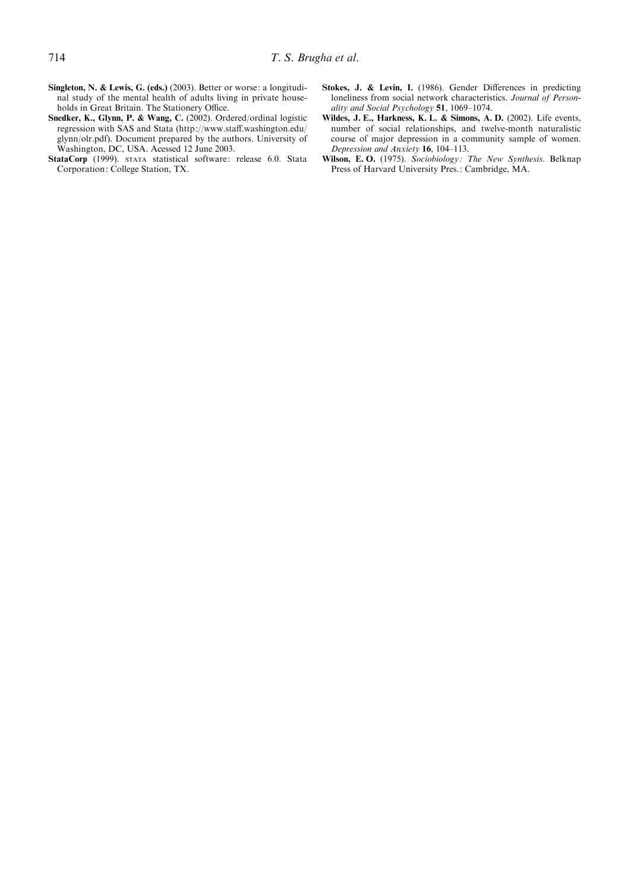**Singleton, N. & Lewis, G. (eds.)** (2003). Better or worse: a longitudinal study of the mental health of adults living in private households in Great Britain. The Stationery Office.

**Snedker, K., Glynn, P. & Wang, C.** (2002). Ordered/ordinal logistic regression with SAS and Stata (http://www.staff.washington.edu/glynn/olr.pdf). Document prepared by the authors. University of Washington, DC, USA. Acessed 12 June 2003.

**StataCorp** (1999). STATA statistical software: release 6.0. Stata Corporation: College Station, TX.

**Stokes, J. & Levin, I.** (1986). Gender Differences in predicting loneliness from social network characteristics. *Journal of Personality and Social Psychology* **51**, 1069–1074.

**Wildes, J. E., Harkness, K. L. & Simons, A. D.** (2002). Life events, number of social relationships, and twelve-month naturalistic course of major depression in a community sample of women. *Depression and Anxiety* **16**, 104–113.

**Wilson, E. O.** (1975). *Sociobiology: The New Synthesis*. Belknap Press of Harvard University Pres.: Cambridge, MA.